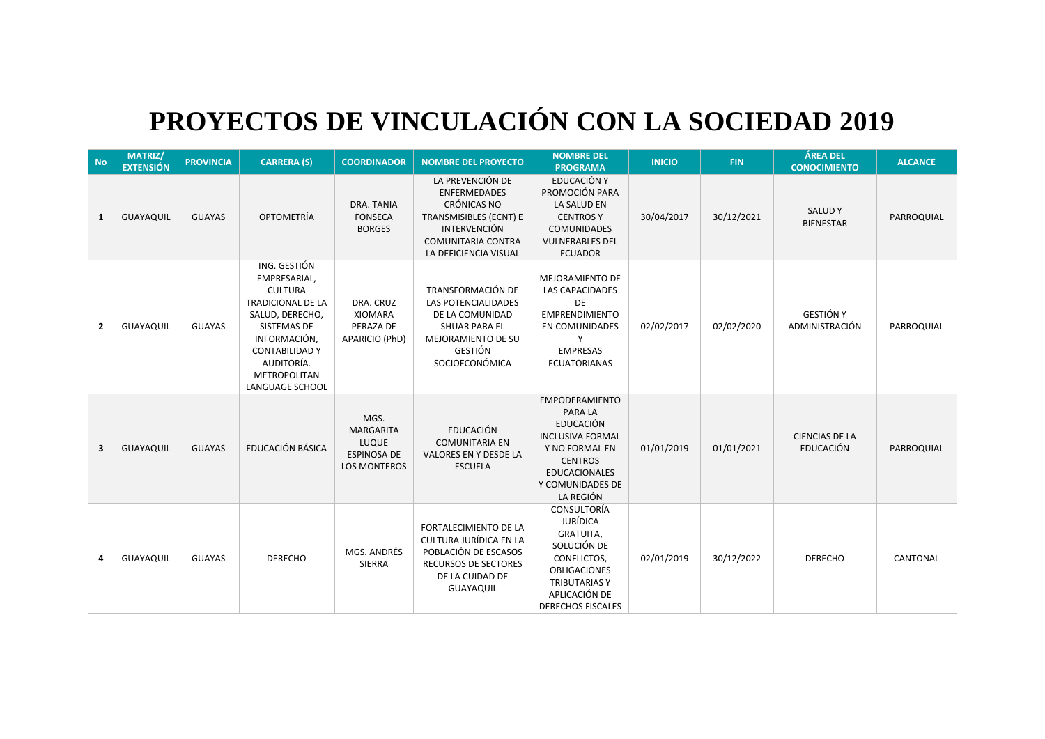# PROYECTOS DE VINCULACIÓN CON LA SOCIEDAD 2019

| No | MATRIZ/ EXTENSIÓN | PROVINCIA | CARRERA (S) | COORDINADOR | NOMBRE DEL PROYECTO | NOMBRE DEL PROGRAMA | INICIO | FIN | ÁREA DEL CONOCIMIENTO | ALCANCE |
|---|---|---|---|---|---|---|---|---|---|---|
| 1 | GUAYAQUIL | GUAYAS | OPTOMETRÍA | DRA. TANIA FONSECA BORGES | LA PREVENCIÓN DE ENFERMEDADES CRÓNICAS NO TRANSMISIBLES (ECNT) E INTERVENCIÓN COMUNITARIA CONTRA LA DEFICIENCIA VISUAL | EDUCACIÓN Y PROMOCIÓN PARA LA SALUD EN CENTROS Y COMUNIDADES VULNERABLES DEL ECUADOR | 30/04/2017 | 30/12/2021 | SALUD Y BIENESTAR | PARROQUIAL |
| 2 | GUAYAQUIL | GUAYAS | ING. GESTIÓN EMPRESARIAL, CULTURA TRADICIONAL DE LA SALUD, DERECHO, SISTEMAS DE INFORMACIÓN, CONTABILIDAD Y AUDITORÍA. METROPOLITAN LANGUAGE SCHOOL | DRA. CRUZ XIOMARA PERAZA DE APARICIO (PhD) | TRANSFORMACIÓN DE LAS POTENCIALIDADES DE LA COMUNIDAD SHUAR PARA EL MEJORAMIENTO DE SU GESTIÓN SOCIOECONÓMICA | MEJORAMIENTO DE LAS CAPACIDADES DE EMPRENDIMIENTO EN COMUNIDADES Y EMPRESAS ECUATORIANAS | 02/02/2017 | 02/02/2020 | GESTIÓN Y ADMINISTRACIÓN | PARROQUIAL |
| 3 | GUAYAQUIL | GUAYAS | EDUCACIÓN BÁSICA | MGS. MARGARITA LUQUE ESPINOSA DE LOS MONTEROS | EDUCACIÓN COMUNITARIA EN VALORES EN Y DESDE LA ESCUELA | EMPODERAMIENTO PARA LA EDUCACIÓN INCLUSIVA FORMAL Y NO FORMAL EN CENTROS EDUCACIONALES Y COMUNIDADES DE LA REGIÓN | 01/01/2019 | 01/01/2021 | CIENCIAS DE LA EDUCACIÓN | PARROQUIAL |
| 4 | GUAYAQUIL | GUAYAS | DERECHO | MGS. ANDRÉS SIERRA | FORTALECIMIENTO DE LA CULTURA JURÍDICA EN LA POBLACIÓN DE ESCASOS RECURSOS DE SECTORES DE LA CUIDAD DE GUAYAQUIL | CONSULTORÍA JURÍDICA GRATUITA, SOLUCIÓN DE CONFLICTOS, OBLIGACIONES TRIBUTARIAS Y APLICACIÓN DE DERECHOS FISCALES | 02/01/2019 | 30/12/2022 | DERECHO | CANTONAL |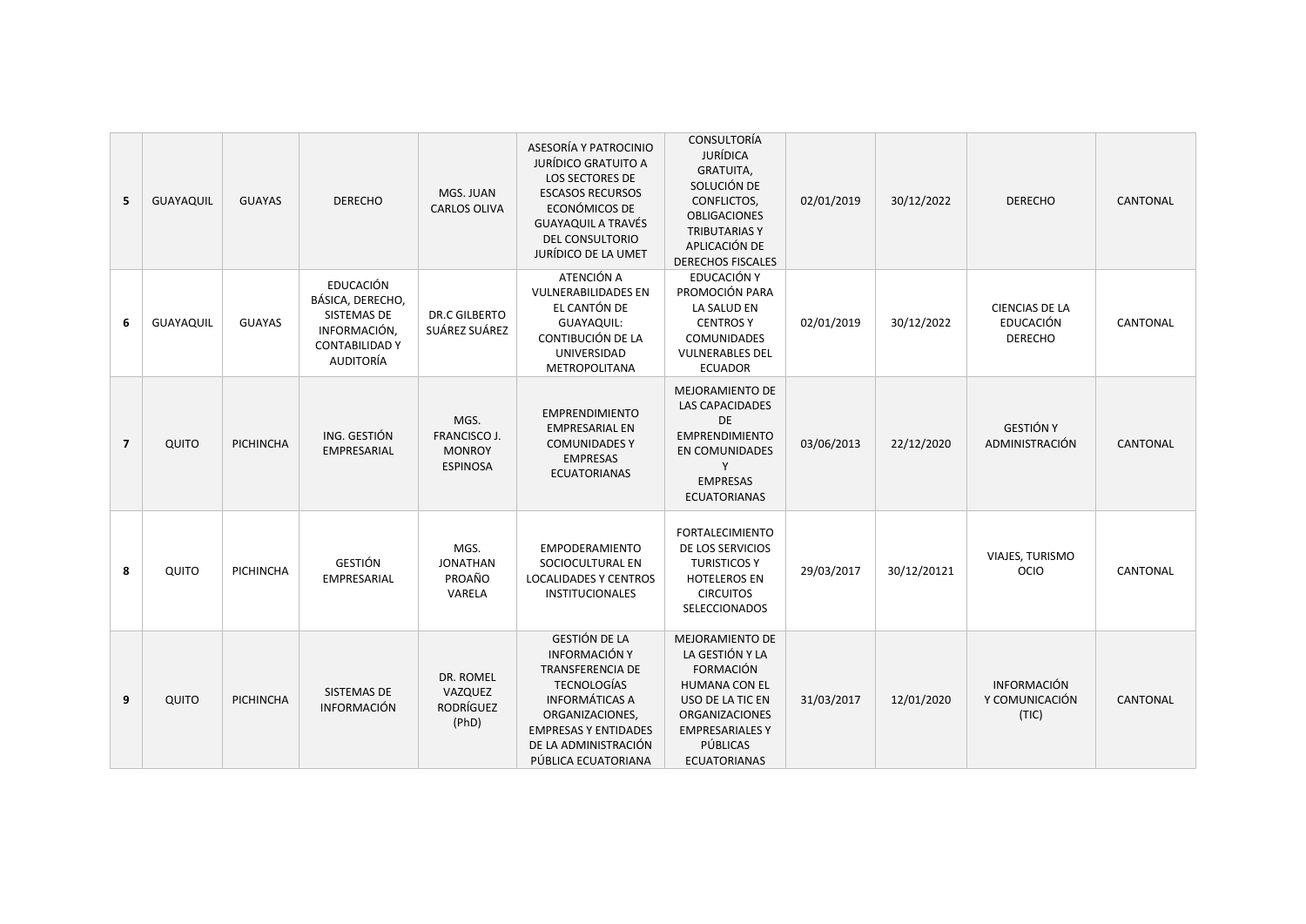| 5 | GUAYAQUIL | GUAYAS | DERECHO | MGS. JUAN CARLOS OLIVA | ASESORÍA Y PATROCINIO JURÍDICO GRATUITO A LOS SECTORES DE ESCASOS RECURSOS ECONÓMICOS DE GUAYAQUIL A TRAVÉS DEL CONSULTORIO JURÍDICO DE LA UMET | CONSULTORÍA JURÍDICA GRATUITA, SOLUCIÓN DE CONFLICTOS, OBLIGACIONES TRIBUTARIAS Y APLICACIÓN DE DERECHOS FISCALES | 02/01/2019 | 30/12/2022 | DERECHO | CANTONAL |
|---|---|---|---|---|---|---|---|---|---|---|
| 6 | GUAYAQUIL | GUAYAS | EDUCACIÓN BÁSICA, DERECHO, SISTEMAS DE INFORMACIÓN, CONTABILIDAD Y AUDITORÍA | DR.C GILBERTO SUÁREZ SUÁREZ | ATENCIÓN A VULNERABILIDADES EN EL CANTÓN DE GUAYAQUIL: CONTIBUCIÓN DE LA UNIVERSIDAD METROPOLITANA | EDUCACIÓN Y PROMOCIÓN PARA LA SALUD EN CENTROS Y COMUNIDADES VULNERABLES DEL ECUADOR | 02/01/2019 | 30/12/2022 | CIENCIAS DE LA EDUCACIÓN DERECHO | CANTONAL |
| 7 | QUITO | PICHINCHA | ING. GESTIÓN EMPRESARIAL | MGS. FRANCISCO J. MONROY ESPINOSA | EMPRENDIMIENTO EMPRESARIAL EN COMUNIDADES Y EMPRESAS ECUATORIANAS | MEJORAMIENTO DE LAS CAPACIDADES DE EMPRENDIMIENTO EN COMUNIDADES Y EMPRESAS ECUATORIANAS | 03/06/2013 | 22/12/2020 | GESTIÓN Y ADMINISTRACIÓN | CANTONAL |
| 8 | QUITO | PICHINCHA | GESTIÓN EMPRESARIAL | MGS. JONATHAN PROAÑO VARELA | EMPODERAMIENTO SOCIOCULTURAL EN LOCALIDADES Y CENTROS INSTITUCIONALES | FORTALECIMIENTO DE LOS SERVICIOS TURISTICOS Y HOTELEROS EN CIRCUITOS SELECCIONADOS | 29/03/2017 | 30/12/20121 | VIAJES, TURISMO OCIO | CANTONAL |
| 9 | QUITO | PICHINCHA | SISTEMAS DE INFORMACIÓN | DR. ROMEL VAZQUEZ RODRÍGUEZ (PhD) | GESTIÓN DE LA INFORMACIÓN Y TRANSFERENCIA DE TECNOLOGÍAS INFORMÁTICAS A ORGANIZACIONES, EMPRESAS Y ENTIDADES DE LA ADMINISTRACIÓN PÚBLICA ECUATORIANA | MEJORAMIENTO DE LA GESTIÓN Y LA FORMACIÓN HUMANA CON EL USO DE LA TIC EN ORGANIZACIONES EMPRESARIALES Y PÚBLICAS ECUATORIANAS | 31/03/2017 | 12/01/2020 | INFORMACIÓN Y COMUNICACIÓN (TIC) | CANTONAL |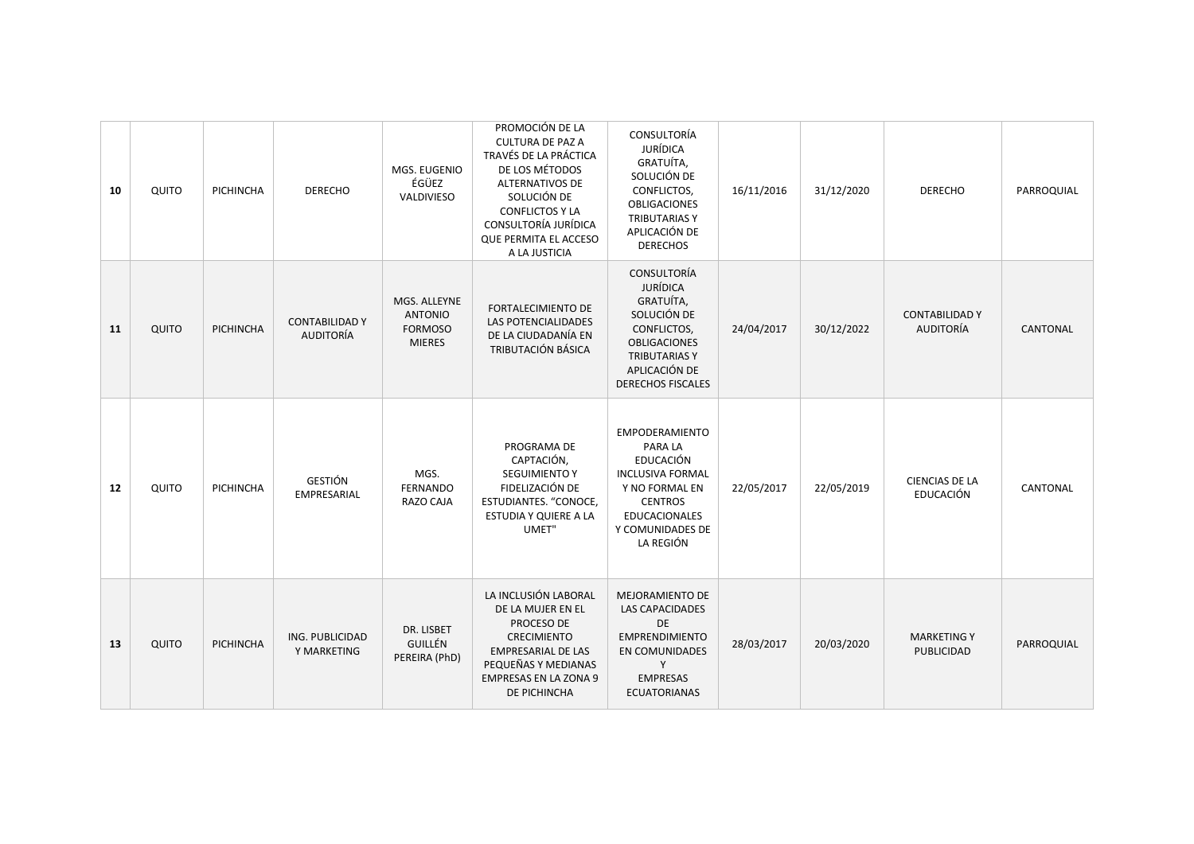| | | | | | | | | | | |
|---|---|---|---|---|---|---|---|---|---|---|
| **10** | QUITO | PICHINCHA | DERECHO | MGS. EUGENIO ÉGÜEZ VALDIVIESO | PROMOCIÓN DE LA CULTURA DE PAZ A TRAVÉS DE LA PRÁCTICA DE LOS MÉTODOS ALTERNATIVOS DE SOLUCIÓN DE CONFLICTOS Y LA CONSULTORÍA JURÍDICA QUE PERMITA EL ACCESO A LA JUSTICIA | CONSULTORÍA JURÍDICA GRATUÍTA, SOLUCIÓN DE CONFLICTOS, OBLIGACIONES TRIBUTARIAS Y APLICACIÓN DE DERECHOS | 16/11/2016 | 31/12/2020 | DERECHO | PARROQUIAL |
| **11** | QUITO | PICHINCHA | CONTABILIDAD Y AUDITORÍA | MGS. ALLEYNE ANTONIO FORMOSO MIERES | FORTALECIMIENTO DE LAS POTENCIALIDADES DE LA CIUDADANÍA EN TRIBUTACIÓN BÁSICA | CONSULTORÍA JURÍDICA GRATUÍTA, SOLUCIÓN DE CONFLICTOS, OBLIGACIONES TRIBUTARIAS Y APLICACIÓN DE DERECHOS FISCALES | 24/04/2017 | 30/12/2022 | CONTABILIDAD Y AUDITORÍA | CANTONAL |
| **12** | QUITO | PICHINCHA | GESTIÓN EMPRESARIAL | MGS. FERNANDO RAZO CAJA | PROGRAMA DE CAPTACIÓN, SEGUIMIENTO Y FIDELIZACIÓN DE ESTUDIANTES. "CONOCE, ESTUDIA Y QUIERE A LA UMET" | EMPODERAMIENTO PARA LA EDUCACIÓN INCLUSIVA FORMAL Y NO FORMAL EN CENTROS EDUCACIONALES Y COMUNIDADES DE LA REGIÓN | 22/05/2017 | 22/05/2019 | CIENCIAS DE LA EDUCACIÓN | CANTONAL |
| **13** | QUITO | PICHINCHA | ING. PUBLICIDAD Y MARKETING | DR. LISBET GUILLÉN PEREIRA (PhD) | LA INCLUSIÓN LABORAL DE LA MUJER EN EL PROCESO DE CRECIMIENTO EMPRESARIAL DE LAS PEQUEÑAS Y MEDIANAS EMPRESAS EN LA ZONA 9 DE PICHINCHA | MEJORAMIENTO DE LAS CAPACIDADES DE EMPRENDIMIENTO EN COMUNIDADES Y EMPRESAS ECUATORIANAS | 28/03/2017 | 20/03/2020 | MARKETING Y PUBLICIDAD | PARROQUIAL |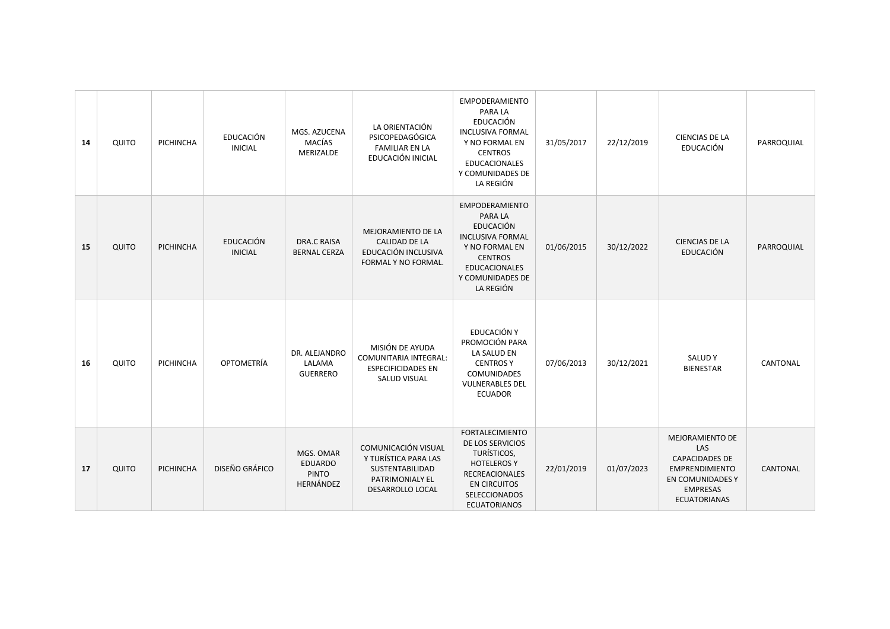| | | | | | | | | | | |
|---|---|---|---|---|---|---|---|---|---|---|
| **14** | QUITO | PICHINCHA | EDUCACIÓN INICIAL | MGS. AZUCENA MACÍAS MERIZALDE | LA ORIENTACIÓN PSICOPEDAGÓGICA FAMILIAR EN LA EDUCACIÓN INICIAL | EMPODERAMIENTO PARA LA EDUCACIÓN INCLUSIVA FORMAL Y NO FORMAL EN CENTROS EDUCACIONALES Y COMUNIDADES DE LA REGIÓN | 31/05/2017 | 22/12/2019 | CIENCIAS DE LA EDUCACIÓN | PARROQUIAL |
| **15** | QUITO | PICHINCHA | EDUCACIÓN INICIAL | DRA.C RAISA BERNAL CERZA | MEJORAMIENTO DE LA CALIDAD DE LA EDUCACIÓN INCLUSIVA FORMAL Y NO FORMAL. | EMPODERAMIENTO PARA LA EDUCACIÓN INCLUSIVA FORMAL Y NO FORMAL EN CENTROS EDUCACIONALES Y COMUNIDADES DE LA REGIÓN | 01/06/2015 | 30/12/2022 | CIENCIAS DE LA EDUCACIÓN | PARROQUIAL |
| **16** | QUITO | PICHINCHA | OPTOMETRÍA | DR. ALEJANDRO LALAMA GUERRERO | MISIÓN DE AYUDA COMUNITARIA INTEGRAL: ESPECIFICIDADES EN SALUD VISUAL | EDUCACIÓN Y PROMOCIÓN PARA LA SALUD EN CENTROS Y COMUNIDADES VULNERABLES DEL ECUADOR | 07/06/2013 | 30/12/2021 | SALUD Y BIENESTAR | CANTONAL |
| **17** | QUITO | PICHINCHA | DISEÑO GRÁFICO | MGS. OMAR EDUARDO PINTO HERNÁNDEZ | COMUNICACIÓN VISUAL Y TURÍSTICA PARA LAS SUSTENTABILIDAD PATRIMONIALY EL DESARROLLO LOCAL | FORTALECIMIENTO DE LOS SERVICIOS TURÍSTICOS, HOTELEROS Y RECREACIONALES EN CIRCUITOS SELECCIONADOS ECUATORIANOS | 22/01/2019 | 01/07/2023 | MEJORAMIENTO DE LAS CAPACIDADES DE EMPRENDIMIENTO EN COMUNIDADES Y EMPRESAS ECUATORIANAS | CANTONAL |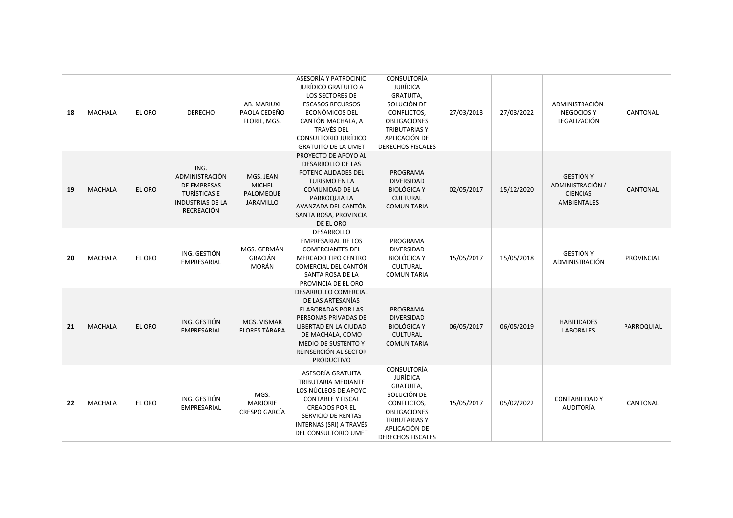| 18 | MACHALA | EL ORO | DERECHO | AB. MARIUXI PAOLA CEDEÑO FLORIL, MGS. | ASESORÍA Y PATROCINIO JURÍDICO GRATUITO A LOS SECTORES DE ESCASOS RECURSOS ECONÓMICOS DEL CANTÓN MACHALA, A TRAVÉS DEL CONSULTORIO JURÍDICO GRATUITO DE LA UMET | CONSULTORÍA JURÍDICA GRATUITA, SOLUCIÓN DE CONFLICTOS, OBLIGACIONES TRIBUTARIAS Y APLICACIÓN DE DERECHOS FISCALES | 27/03/2013 | 27/03/2022 | ADMINISTRACIÓN, NEGOCIOS Y LEGALIZACIÓN | CANTONAL |
|---|---|---|---|---|---|---|---|---|---|---|
| 19 | MACHALA | EL ORO | ING. ADMINISTRACIÓN DE EMPRESAS TURÍSTICAS E INDUSTRIAS DE LA RECREACIÓN | MGS. JEAN MICHEL PALOMEQUE JARAMILLO | PROYECTO DE APOYO AL DESARROLLO DE LAS POTENCIALIDADES DEL TURISMO EN LA COMUNIDAD DE LA PARROQUIA LA AVANZADA DEL CANTÓN SANTA ROSA, PROVINCIA DE EL ORO | PROGRAMA DIVERSIDAD BIOLÓGICA Y CULTURAL COMUNITARIA | 02/05/2017 | 15/12/2020 | GESTIÓN Y ADMINISTRACIÓN / CIENCIAS AMBIENTALES | CANTONAL |
| 20 | MACHALA | EL ORO | ING. GESTIÓN EMPRESARIAL | MGS. GERMÁN GRACIÁN MORÁN | DESARROLLO EMPRESARIAL DE LOS COMERCIANTES DEL MERCADO TIPO CENTRO COMERCIAL DEL CANTÓN SANTA ROSA DE LA PROVINCIA DE EL ORO | PROGRAMA DIVERSIDAD BIOLÓGICA Y CULTURAL COMUNITARIA | 15/05/2017 | 15/05/2018 | GESTIÓN Y ADMINISTRACIÓN | PROVINCIAL |
| 21 | MACHALA | EL ORO | ING. GESTIÓN EMPRESARIAL | MGS. VISMAR FLORES TÁBARA | DESARROLLO COMERCIAL DE LAS ARTESANÍAS ELABORADAS POR LAS PERSONAS PRIVADAS DE LIBERTAD EN LA CIUDAD DE MACHALA, COMO MEDIO DE SUSTENTO Y REINSERCIÓN AL SECTOR PRODUCTIVO | PROGRAMA DIVERSIDAD BIOLÓGICA Y CULTURAL COMUNITARIA | 06/05/2017 | 06/05/2019 | HABILIDADES LABORALES | PARROQUIAL |
| 22 | MACHALA | EL ORO | ING. GESTIÓN EMPRESARIAL | MGS. MARJORIE CRESPO GARCÍA | ASESORÍA GRATUITA TRIBUTARIA MEDIANTE LOS NÚCLEOS DE APOYO CONTABLE Y FISCAL CREADOS POR EL SERVICIO DE RENTAS INTERNAS (SRI) A TRAVÉS DEL CONSULTORIO UMET | CONSULTORÍA JURÍDICA GRATUITA, SOLUCIÓN DE CONFLICTOS, OBLIGACIONES TRIBUTARIAS Y APLICACIÓN DE DERECHOS FISCALES | 15/05/2017 | 05/02/2022 | CONTABILIDAD Y AUDITORÍA | CANTONAL |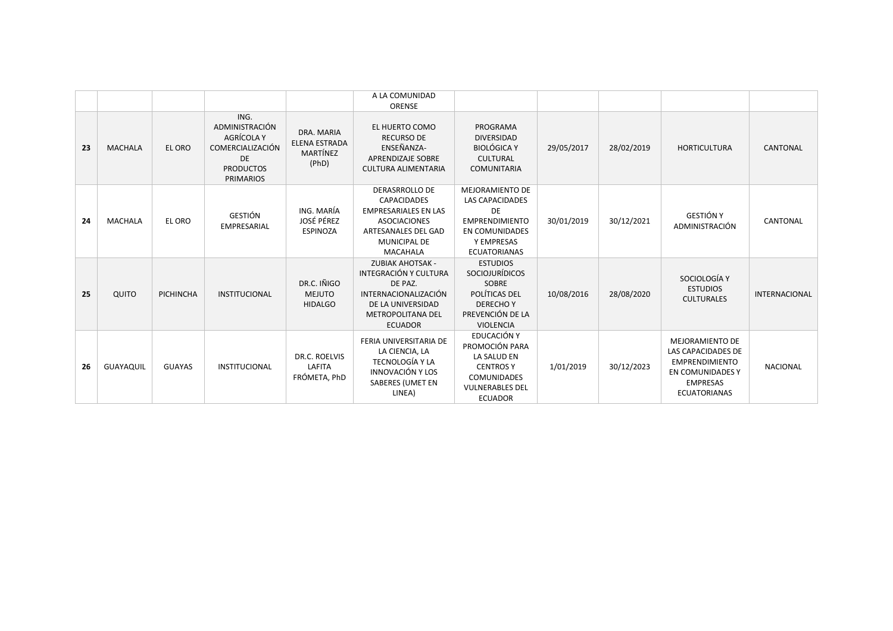| | | | | | | | | | | |
|---|---|---|---|---|---|---|---|---|---|---|
| | | | | | A LA COMUNIDAD ORENSE | | | | | |
| 23 | MACHALA | EL ORO | ING. ADMINISTRACIÓN AGRÍCOLA Y COMERCIALIZACIÓN DE PRODUCTOS PRIMARIOS | DRA. MARIA ELENA ESTRADA MARTÍNEZ (PhD) | EL HUERTO COMO RECURSO DE ENSEÑANZA-APRENDIZAJE SOBRE CULTURA ALIMENTARIA | PROGRAMA DIVERSIDAD BIOLÓGICA Y CULTURAL COMUNITARIA | 29/05/2017 | 28/02/2019 | HORTICULTURA | CANTONAL |
| 24 | MACHALA | EL ORO | GESTIÓN EMPRESARIAL | ING. MARÍA JOSÉ PÉREZ ESPINOZA | DERASRROLLO DE CAPACIDADES EMPRESARIALES EN LAS ASOCIACIONES ARTESANALES DEL GAD MUNICIPAL DE MACAHALA | MEJORAMIENTO DE LAS CAPACIDADES DE EMPRENDIMIENTO EN COMUNIDADES Y EMPRESAS ECUATORIANAS | 30/01/2019 | 30/12/2021 | GESTIÓN Y ADMINISTRACIÓN | CANTONAL |
| 25 | QUITO | PICHINCHA | INSTITUCIONAL | DR.C. IÑIGO MEJUTO HIDALGO | ZUBIAK AHOTSAK - INTEGRACIÓN Y CULTURA DE PAZ. INTERNACIONALIZACIÓN DE LA UNIVERSIDAD METROPOLITANA DEL ECUADOR | ESTUDIOS SOCIOJURÍDICOS SOBRE POLÍTICAS DEL DERECHO Y PREVENCIÓN DE LA VIOLENCIA | 10/08/2016 | 28/08/2020 | SOCIOLOGÍA Y ESTUDIOS CULTURALES | INTERNACIONAL |
| 26 | GUAYAQUIL | GUAYAS | INSTITUCIONAL | DR.C. ROELVIS LAFITA FRÓMETA, PhD | FERIA UNIVERSITARIA DE LA CIENCIA, LA TECNOLOGÍA Y LA INNOVACIÓN Y LOS SABERES (UMET EN LINEA) | EDUCACIÓN Y PROMOCIÓN PARA LA SALUD EN CENTROS Y COMUNIDADES VULNERABLES DEL ECUADOR | 1/01/2019 | 30/12/2023 | MEJORAMIENTO DE LAS CAPACIDADES DE EMPRENDIMIENTO EN COMUNIDADES Y EMPRESAS ECUATORIANAS | NACIONAL |